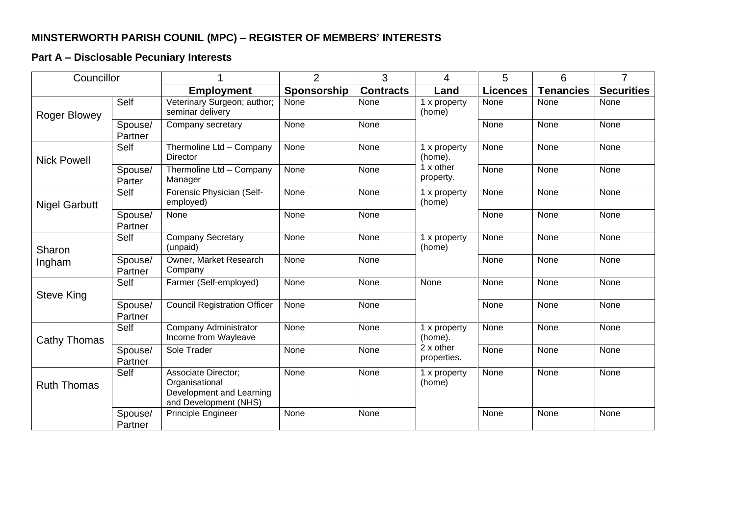**MINSTERWORTH PARISH COUNIL (MPC) – REGISTER OF MEMBERS' INTERESTS**

**Part A – Disclosable Pecuniary Interests**

| Councillor | | 1 | 2 | 3 | 4 | 5 | 6 | 7 |
|---|---|---|---|---|---|---|---|---|
| | | **Employment** | **Sponsorship** | **Contracts** | **Land** | **Licences** | **Tenancies** | **Securities** |
| Roger Blowey | Self | Veterinary Surgeon; author; seminar delivery | None | None | 1 x property (home) | None | None | None |
| | Spouse/ Partner | Company secretary | None | None | | None | None | None |
| Nick Powell | Self | Thermoline Ltd – Company Director | None | None | 1 x property (home). 1 x other property. | None | None | None |
| | Spouse/ Parter | Thermoline Ltd – Company Manager | None | None | | None | None | None |
| Nigel Garbutt | Self | Forensic Physician (Self-employed) | None | None | 1 x property (home) | None | None | None |
| | Spouse/ Partner | None | None | None | | None | None | None |
| Sharon Ingham | Self | Company Secretary (unpaid) | None | None | 1 x property (home) | None | None | None |
| | Spouse/ Partner | Owner, Market Research Company | None | None | | None | None | None |
| Steve King | Self | Farmer (Self-employed) | None | None | None | None | None | None |
| | Spouse/ Partner | Council Registration Officer | None | None | | None | None | None |
| Cathy Thomas | Self | Company Administrator Income from Wayleave | None | None | 1 x property (home). 2 x other properties. | None | None | None |
| | Spouse/ Partner | Sole Trader | None | None | | None | None | None |
| Ruth Thomas | Self | Associate Director; Organisational Development and Learning and Development (NHS) | None | None | 1 x property (home) | None | None | None |
| | Spouse/ Partner | Principle Engineer | None | None | | None | None | None |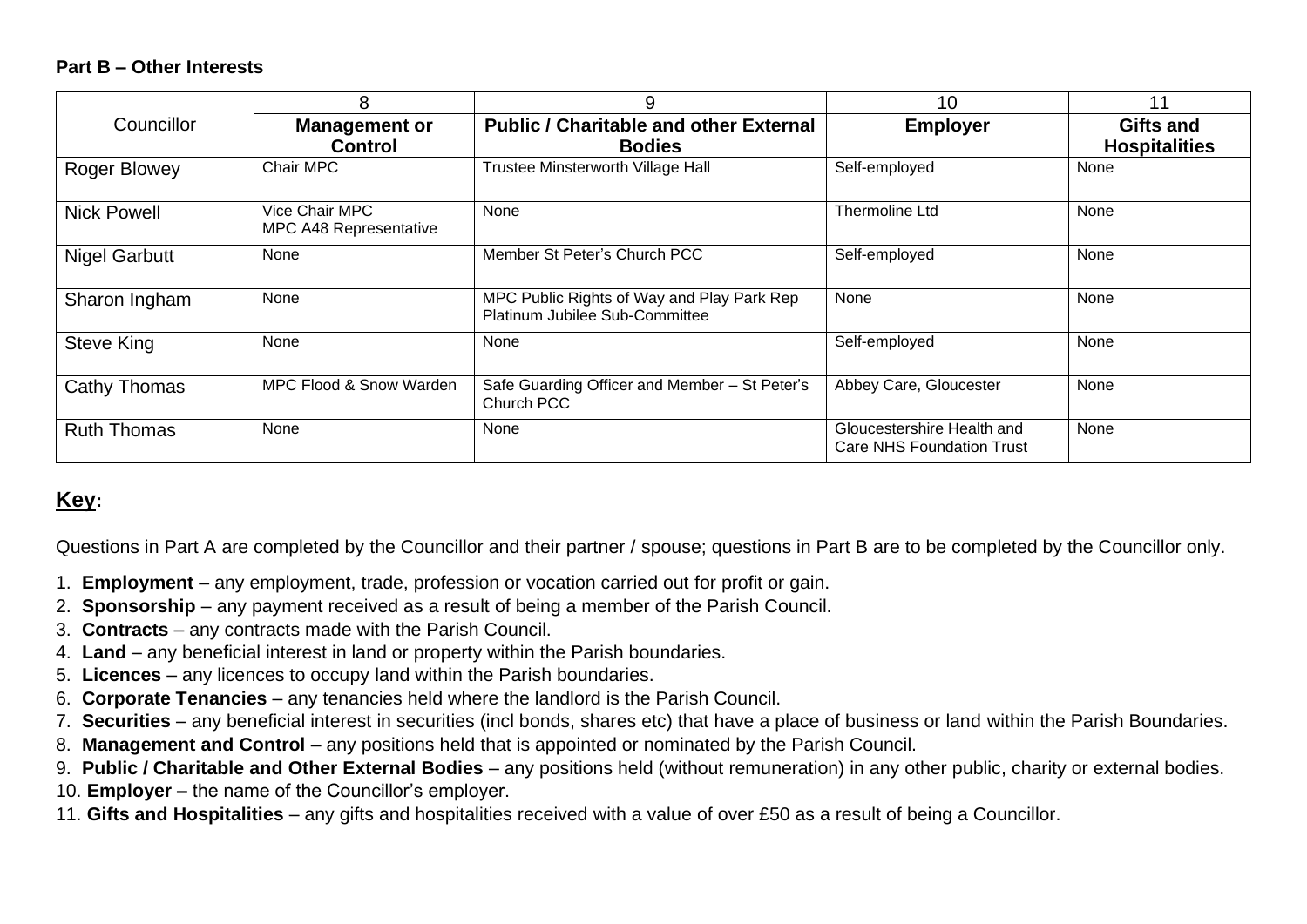**Part B – Other Interests**

| Councillor | 8 | 9 | 10 | 11 |
|---|---|---|---|---|
| | **Management or Control** | **Public / Charitable and other External Bodies** | **Employer** | **Gifts and Hospitalities** |
| Roger Blowey | Chair MPC | Trustee Minsterworth Village Hall | Self-employed | None |
| Nick Powell | Vice Chair MPC<br>MPC A48 Representative | None | Thermoline Ltd | None |
| Nigel Garbutt | None | Member St Peter's Church PCC | Self-employed | None |
| Sharon Ingham | None | MPC Public Rights of Way and Play Park Rep<br>Platinum Jubilee Sub-Committee | None | None |
| Steve King | None | None | Self-employed | None |
| Cathy Thomas | MPC Flood & Snow Warden | Safe Guarding Officer and Member – St Peter's Church PCC | Abbey Care, Gloucester | None |
| Ruth Thomas | None | None | Gloucestershire Health and Care NHS Foundation Trust | None |

## **Key:**

Questions in Part A are completed by the Councillor and their partner / spouse; questions in Part B are to be completed by the Councillor only.

1. **Employment** – any employment, trade, profession or vocation carried out for profit or gain.
2. **Sponsorship** – any payment received as a result of being a member of the Parish Council.
3. **Contracts** – any contracts made with the Parish Council.
4. **Land** – any beneficial interest in land or property within the Parish boundaries.
5. **Licences** – any licences to occupy land within the Parish boundaries.
6. **Corporate Tenancies** – any tenancies held where the landlord is the Parish Council.
7. **Securities** – any beneficial interest in securities (incl bonds, shares etc) that have a place of business or land within the Parish Boundaries.
8. **Management and Control** – any positions held that is appointed or nominated by the Parish Council.
9. **Public / Charitable and Other External Bodies** – any positions held (without remuneration) in any other public, charity or external bodies.
10. **Employer –** the name of the Councillor's employer.
11. **Gifts and Hospitalities** – any gifts and hospitalities received with a value of over £50 as a result of being a Councillor.